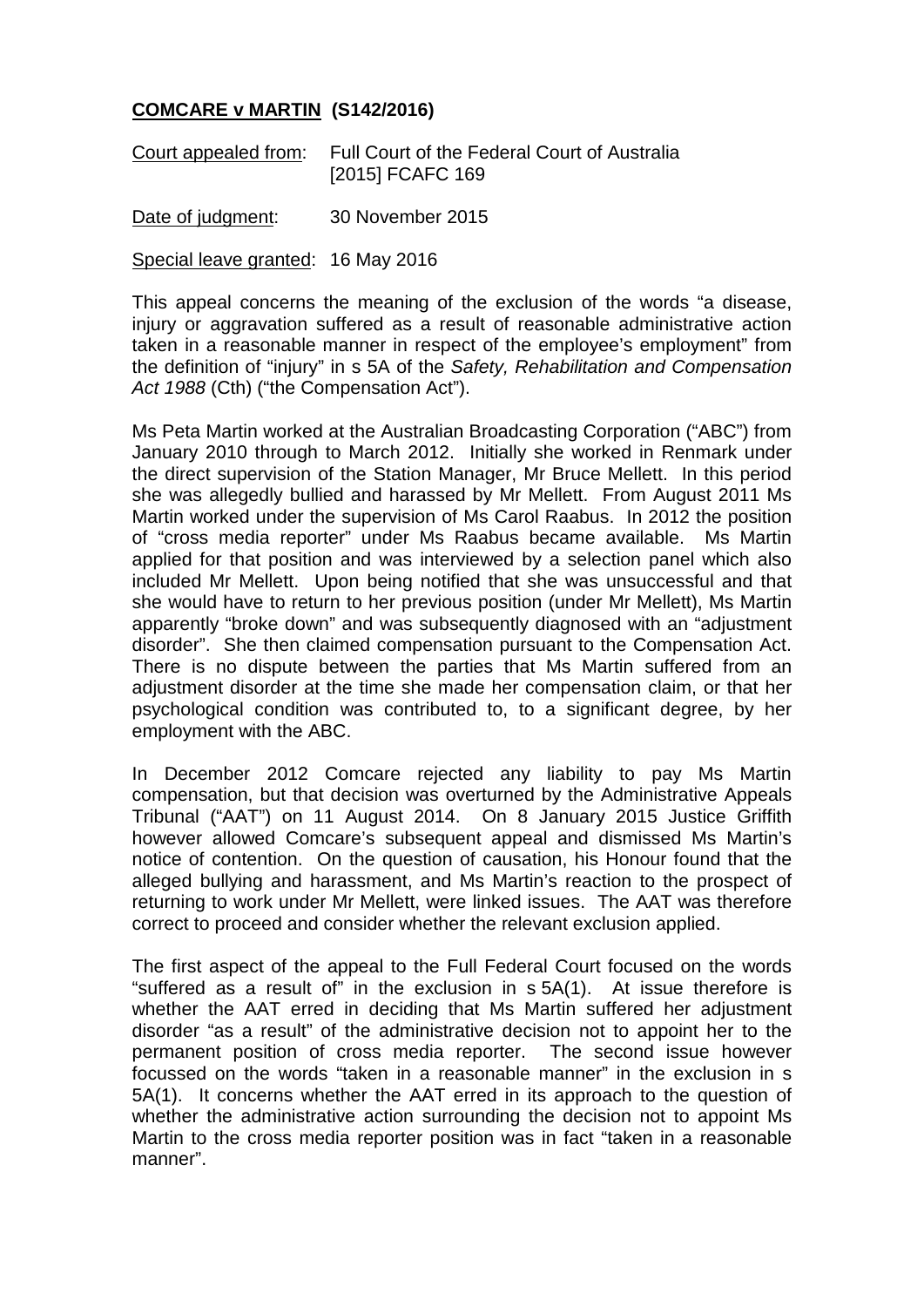**COMCARE v MARTIN (S142/2016)**

Court appealed from: Full Court of the Federal Court of Australia [2015] FCAFC 169

Date of judgment: 30 November 2015

Special leave granted: 16 May 2016

This appeal concerns the meaning of the exclusion of the words "a disease, injury or aggravation suffered as a result of reasonable administrative action taken in a reasonable manner in respect of the employee's employment" from the definition of "injury" in s 5A of the *Safety, Rehabilitation and Compensation Act 1988* (Cth) ("the Compensation Act").

Ms Peta Martin worked at the Australian Broadcasting Corporation ("ABC") from January 2010 through to March 2012. Initially she worked in Renmark under the direct supervision of the Station Manager, Mr Bruce Mellett. In this period she was allegedly bullied and harassed by Mr Mellett. From August 2011 Ms Martin worked under the supervision of Ms Carol Raabus. In 2012 the position of "cross media reporter" under Ms Raabus became available. Ms Martin applied for that position and was interviewed by a selection panel which also included Mr Mellett. Upon being notified that she was unsuccessful and that she would have to return to her previous position (under Mr Mellett), Ms Martin apparently "broke down" and was subsequently diagnosed with an "adjustment disorder". She then claimed compensation pursuant to the Compensation Act. There is no dispute between the parties that Ms Martin suffered from an adjustment disorder at the time she made her compensation claim, or that her psychological condition was contributed to, to a significant degree, by her employment with the ABC.

In December 2012 Comcare rejected any liability to pay Ms Martin compensation, but that decision was overturned by the Administrative Appeals Tribunal ("AAT") on 11 August 2014. On 8 January 2015 Justice Griffith however allowed Comcare's subsequent appeal and dismissed Ms Martin's notice of contention. On the question of causation, his Honour found that the alleged bullying and harassment, and Ms Martin's reaction to the prospect of returning to work under Mr Mellett, were linked issues. The AAT was therefore correct to proceed and consider whether the relevant exclusion applied.

The first aspect of the appeal to the Full Federal Court focused on the words "suffered as a result of" in the exclusion in s 5A(1). At issue therefore is whether the AAT erred in deciding that Ms Martin suffered her adjustment disorder "as a result" of the administrative decision not to appoint her to the permanent position of cross media reporter. The second issue however focussed on the words "taken in a reasonable manner" in the exclusion in s 5A(1). It concerns whether the AAT erred in its approach to the question of whether the administrative action surrounding the decision not to appoint Ms Martin to the cross media reporter position was in fact "taken in a reasonable manner".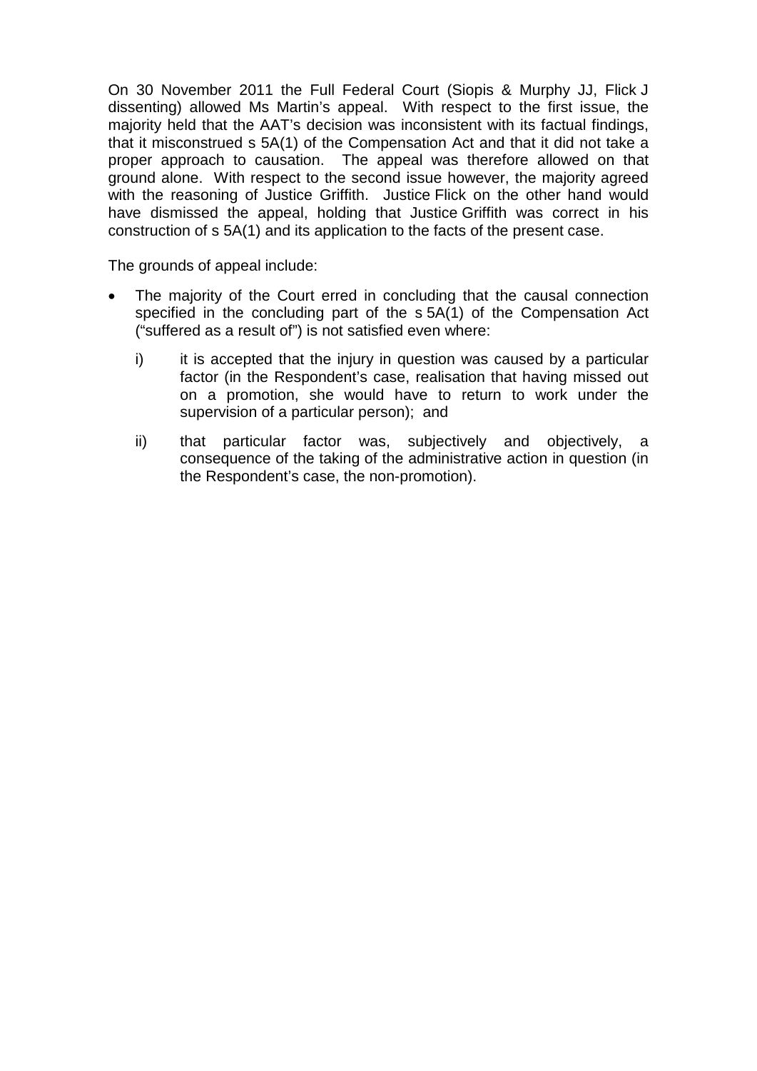On 30 November 2011 the Full Federal Court (Siopis & Murphy JJ, Flick J dissenting) allowed Ms Martin's appeal. With respect to the first issue, the majority held that the AAT's decision was inconsistent with its factual findings, that it misconstrued s 5A(1) of the Compensation Act and that it did not take a proper approach to causation. The appeal was therefore allowed on that ground alone. With respect to the second issue however, the majority agreed with the reasoning of Justice Griffith. Justice Flick on the other hand would have dismissed the appeal, holding that Justice Griffith was correct in his construction of s 5A(1) and its application to the facts of the present case.

The grounds of appeal include:

- The majority of the Court erred in concluding that the causal connection specified in the concluding part of the s 5A(1) of the Compensation Act ("suffered as a result of") is not satisfied even where:

  i) it is accepted that the injury in question was caused by a particular factor (in the Respondent's case, realisation that having missed out on a promotion, she would have to return to work under the supervision of a particular person); and

  ii) that particular factor was, subjectively and objectively, a consequence of the taking of the administrative action in question (in the Respondent's case, the non-promotion).